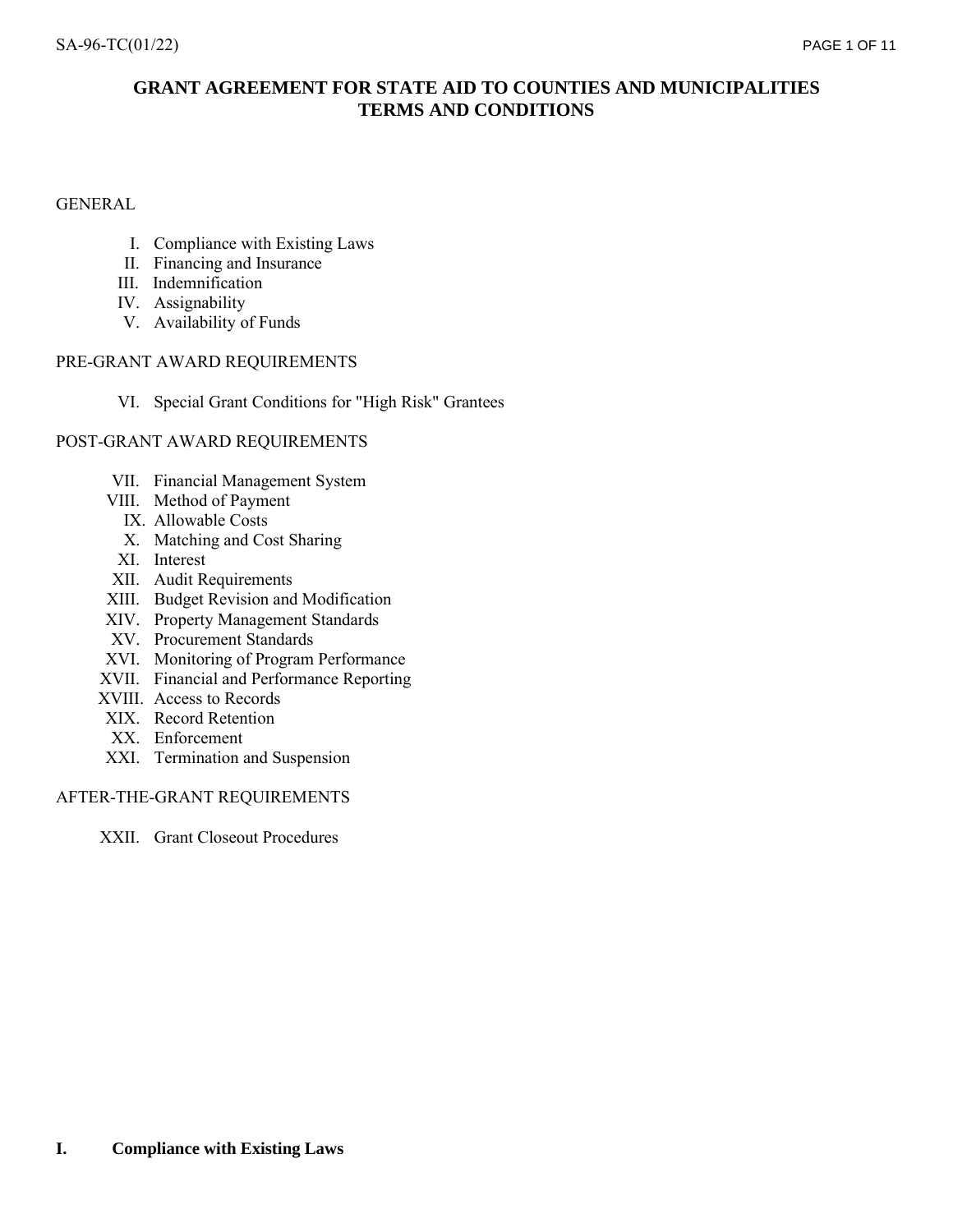# GRANT AGREEMENT FOR STATE AID TO COUNTIES AND MUNICIPALITIES TERMS AND CONDITIONS

GENERAL

- I. Compliance with Existing Laws
- II. Financing and Insurance
- III. Indemnification
- IV. Assignability
- V. Availability of Funds

PRE-GRANT AWARD REQUIREMENTS

- VI. Special Grant Conditions for "High Risk" Grantees

POST-GRANT AWARD REQUIREMENTS

- VII. Financial Management System
- VIII. Method of Payment
- IX. Allowable Costs
- X. Matching and Cost Sharing
- XI. Interest
- XII. Audit Requirements
- XIII. Budget Revision and Modification
- XIV. Property Management Standards
- XV. Procurement Standards
- XVI. Monitoring of Program Performance
- XVII. Financial and Performance Reporting
- XVIII. Access to Records
- XIX. Record Retention
- XX. Enforcement
- XXI. Termination and Suspension

AFTER-THE-GRANT REQUIREMENTS

- XXII. Grant Closeout Procedures

## I. Compliance with Existing Laws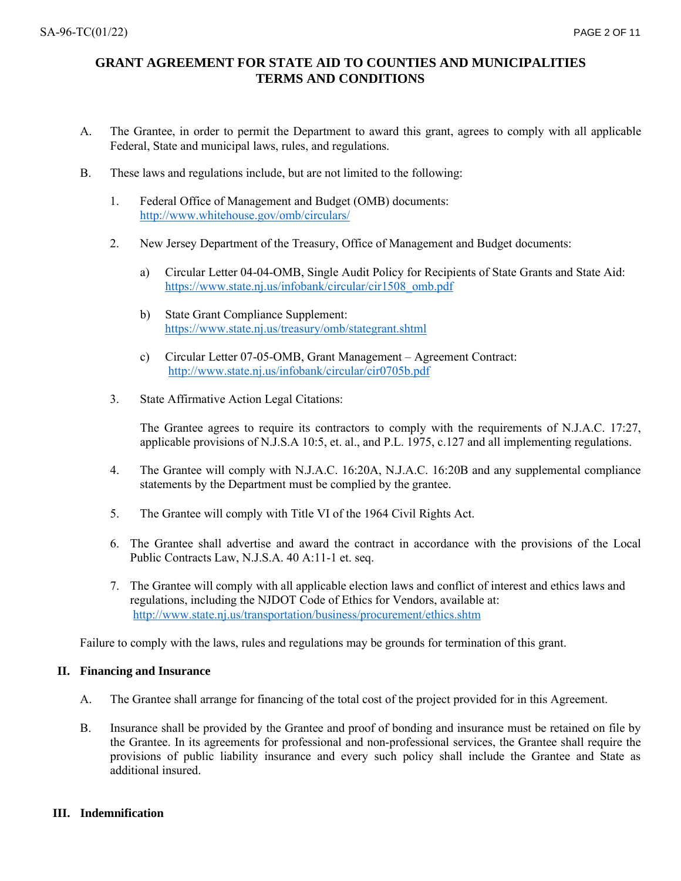# GRANT AGREEMENT FOR STATE AID TO COUNTIES AND MUNICIPALITIES TERMS AND CONDITIONS

A. The Grantee, in order to permit the Department to award this grant, agrees to comply with all applicable Federal, State and municipal laws, rules, and regulations.

B. These laws and regulations include, but are not limited to the following:

1. Federal Office of Management and Budget (OMB) documents: http://www.whitehouse.gov/omb/circulars/

2. New Jersey Department of the Treasury, Office of Management and Budget documents:

   a) Circular Letter 04-04-OMB, Single Audit Policy for Recipients of State Grants and State Aid: https://www.state.nj.us/infobank/circular/cir1508_omb.pdf

   b) State Grant Compliance Supplement: https://www.state.nj.us/treasury/omb/stategrant.shtml

   c) Circular Letter 07-05-OMB, Grant Management – Agreement Contract: http://www.state.nj.us/infobank/circular/cir0705b.pdf

3. State Affirmative Action Legal Citations:

   The Grantee agrees to require its contractors to comply with the requirements of N.J.A.C. 17:27, applicable provisions of N.J.S.A 10:5, et. al., and P.L. 1975, c.127 and all implementing regulations.

4. The Grantee will comply with N.J.A.C. 16:20A, N.J.A.C. 16:20B and any supplemental compliance statements by the Department must be complied by the grantee.

5. The Grantee will comply with Title VI of the 1964 Civil Rights Act.

6. The Grantee shall advertise and award the contract in accordance with the provisions of the Local Public Contracts Law, N.J.S.A. 40 A:11-1 et. seq.

7. The Grantee will comply with all applicable election laws and conflict of interest and ethics laws and regulations, including the NJDOT Code of Ethics for Vendors, available at: http://www.state.nj.us/transportation/business/procurement/ethics.shtm

Failure to comply with the laws, rules and regulations may be grounds for termination of this grant.

## II. Financing and Insurance

A. The Grantee shall arrange for financing of the total cost of the project provided for in this Agreement.

B. Insurance shall be provided by the Grantee and proof of bonding and insurance must be retained on file by the Grantee. In its agreements for professional and non-professional services, the Grantee shall require the provisions of public liability insurance and every such policy shall include the Grantee and State as additional insured.

## III. Indemnification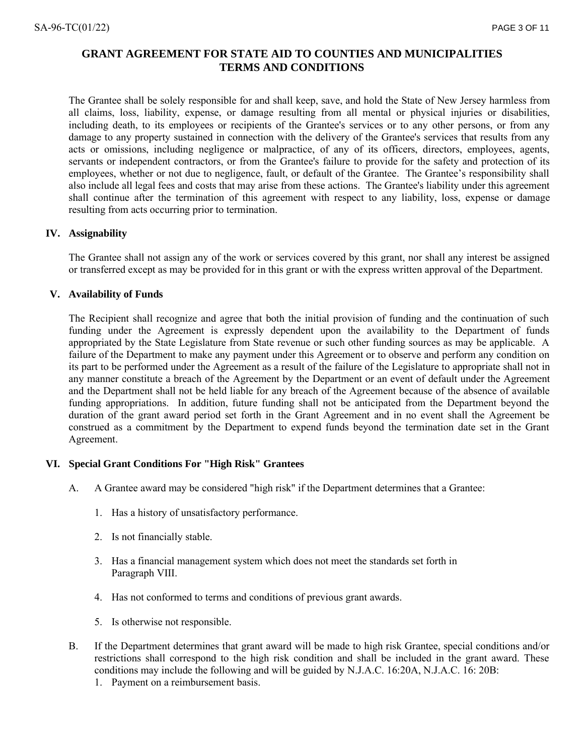## GRANT AGREEMENT FOR STATE AID TO COUNTIES AND MUNICIPALITIES TERMS AND CONDITIONS

The Grantee shall be solely responsible for and shall keep, save, and hold the State of New Jersey harmless from all claims, loss, liability, expense, or damage resulting from all mental or physical injuries or disabilities, including death, to its employees or recipients of the Grantee's services or to any other persons, or from any damage to any property sustained in connection with the delivery of the Grantee's services that results from any acts or omissions, including negligence or malpractice, of any of its officers, directors, employees, agents, servants or independent contractors, or from the Grantee's failure to provide for the safety and protection of its employees, whether or not due to negligence, fault, or default of the Grantee. The Grantee's responsibility shall also include all legal fees and costs that may arise from these actions. The Grantee's liability under this agreement shall continue after the termination of this agreement with respect to any liability, loss, expense or damage resulting from acts occurring prior to termination.

### IV. Assignability

The Grantee shall not assign any of the work or services covered by this grant, nor shall any interest be assigned or transferred except as may be provided for in this grant or with the express written approval of the Department.

### V. Availability of Funds

The Recipient shall recognize and agree that both the initial provision of funding and the continuation of such funding under the Agreement is expressly dependent upon the availability to the Department of funds appropriated by the State Legislature from State revenue or such other funding sources as may be applicable. A failure of the Department to make any payment under this Agreement or to observe and perform any condition on its part to be performed under the Agreement as a result of the failure of the Legislature to appropriate shall not in any manner constitute a breach of the Agreement by the Department or an event of default under the Agreement and the Department shall not be held liable for any breach of the Agreement because of the absence of available funding appropriations. In addition, future funding shall not be anticipated from the Department beyond the duration of the grant award period set forth in the Grant Agreement and in no event shall the Agreement be construed as a commitment by the Department to expend funds beyond the termination date set in the Grant Agreement.

### VI. Special Grant Conditions For "High Risk" Grantees

A. A Grantee award may be considered "high risk" if the Department determines that a Grantee:

1. Has a history of unsatisfactory performance.
2. Is not financially stable.
3. Has a financial management system which does not meet the standards set forth in Paragraph VIII.
4. Has not conformed to terms and conditions of previous grant awards.
5. Is otherwise not responsible.

B. If the Department determines that grant award will be made to high risk Grantee, special conditions and/or restrictions shall correspond to the high risk condition and shall be included in the grant award. These conditions may include the following and will be guided by N.J.A.C. 16:20A, N.J.A.C. 16: 20B:

1. Payment on a reimbursement basis.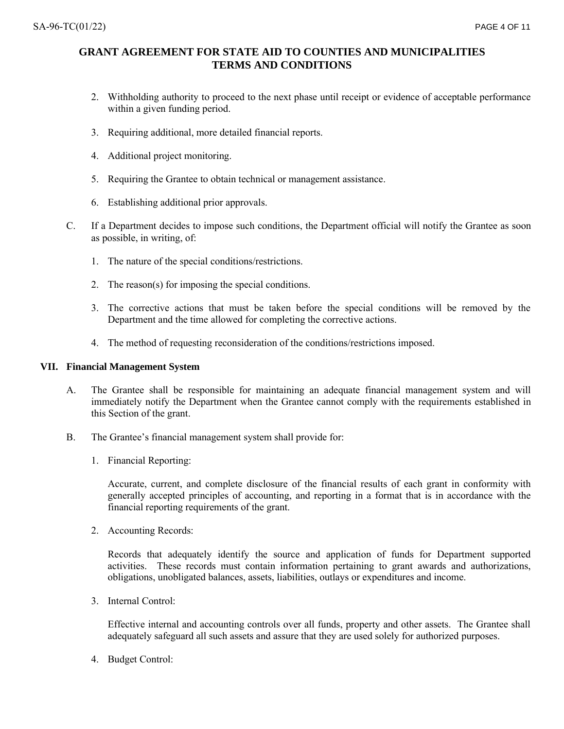2. Withholding authority to proceed to the next phase until receipt or evidence of acceptable performance within a given funding period.

3. Requiring additional, more detailed financial reports.

4. Additional project monitoring.

5. Requiring the Grantee to obtain technical or management assistance.

6. Establishing additional prior approvals.

C. If a Department decides to impose such conditions, the Department official will notify the Grantee as soon as possible, in writing, of:

1. The nature of the special conditions/restrictions.

2. The reason(s) for imposing the special conditions.

3. The corrective actions that must be taken before the special conditions will be removed by the Department and the time allowed for completing the corrective actions.

4. The method of requesting reconsideration of the conditions/restrictions imposed.

## VII. Financial Management System

A. The Grantee shall be responsible for maintaining an adequate financial management system and will immediately notify the Department when the Grantee cannot comply with the requirements established in this Section of the grant.

B. The Grantee's financial management system shall provide for:

1. Financial Reporting:

   Accurate, current, and complete disclosure of the financial results of each grant in conformity with generally accepted principles of accounting, and reporting in a format that is in accordance with the financial reporting requirements of the grant.

2. Accounting Records:

   Records that adequately identify the source and application of funds for Department supported activities. These records must contain information pertaining to grant awards and authorizations, obligations, unobligated balances, assets, liabilities, outlays or expenditures and income.

3. Internal Control:

   Effective internal and accounting controls over all funds, property and other assets. The Grantee shall adequately safeguard all such assets and assure that they are used solely for authorized purposes.

4. Budget Control: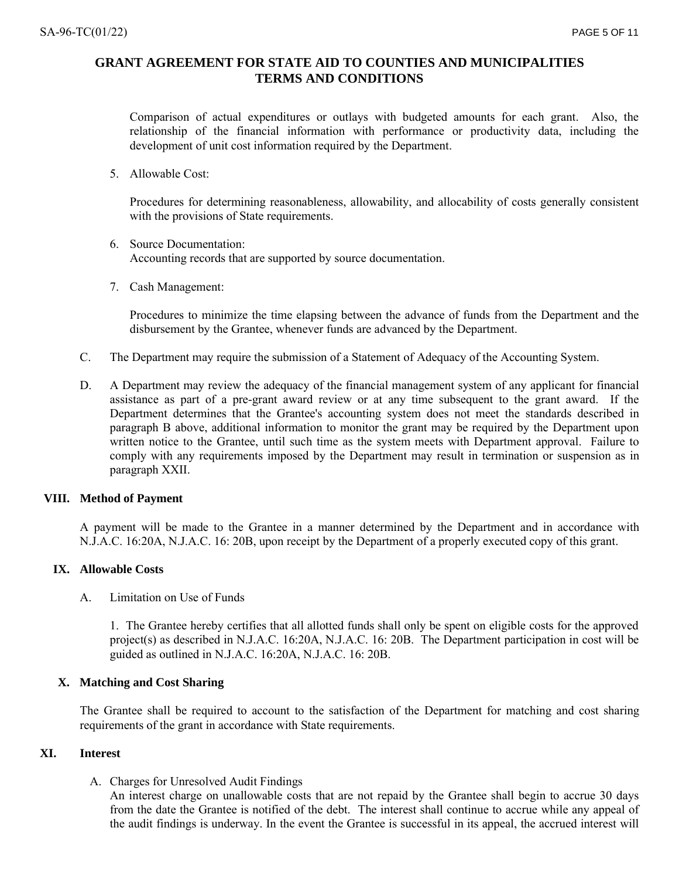## GRANT AGREEMENT FOR STATE AID TO COUNTIES AND MUNICIPALITIES TERMS AND CONDITIONS

Comparison of actual expenditures or outlays with budgeted amounts for each grant. Also, the relationship of the financial information with performance or productivity data, including the development of unit cost information required by the Department.

5. Allowable Cost:

   Procedures for determining reasonableness, allowability, and allocability of costs generally consistent with the provisions of State requirements.

6. Source Documentation:
   Accounting records that are supported by source documentation.

7. Cash Management:

   Procedures to minimize the time elapsing between the advance of funds from the Department and the disbursement by the Grantee, whenever funds are advanced by the Department.

C. The Department may require the submission of a Statement of Adequacy of the Accounting System.

D. A Department may review the adequacy of the financial management system of any applicant for financial assistance as part of a pre-grant award review or at any time subsequent to the grant award. If the Department determines that the Grantee's accounting system does not meet the standards described in paragraph B above, additional information to monitor the grant may be required by the Department upon written notice to the Grantee, until such time as the system meets with Department approval. Failure to comply with any requirements imposed by the Department may result in termination or suspension as in paragraph XXII.

### VIII. Method of Payment

A payment will be made to the Grantee in a manner determined by the Department and in accordance with N.J.A.C. 16:20A, N.J.A.C. 16: 20B, upon receipt by the Department of a properly executed copy of this grant.

### IX. Allowable Costs

A. Limitation on Use of Funds

   1. The Grantee hereby certifies that all allotted funds shall only be spent on eligible costs for the approved project(s) as described in N.J.A.C. 16:20A, N.J.A.C. 16: 20B. The Department participation in cost will be guided as outlined in N.J.A.C. 16:20A, N.J.A.C. 16: 20B.

### X. Matching and Cost Sharing

The Grantee shall be required to account to the satisfaction of the Department for matching and cost sharing requirements of the grant in accordance with State requirements.

### XI. Interest

A. Charges for Unresolved Audit Findings
   An interest charge on unallowable costs that are not repaid by the Grantee shall begin to accrue 30 days from the date the Grantee is notified of the debt. The interest shall continue to accrue while any appeal of the audit findings is underway. In the event the Grantee is successful in its appeal, the accrued interest will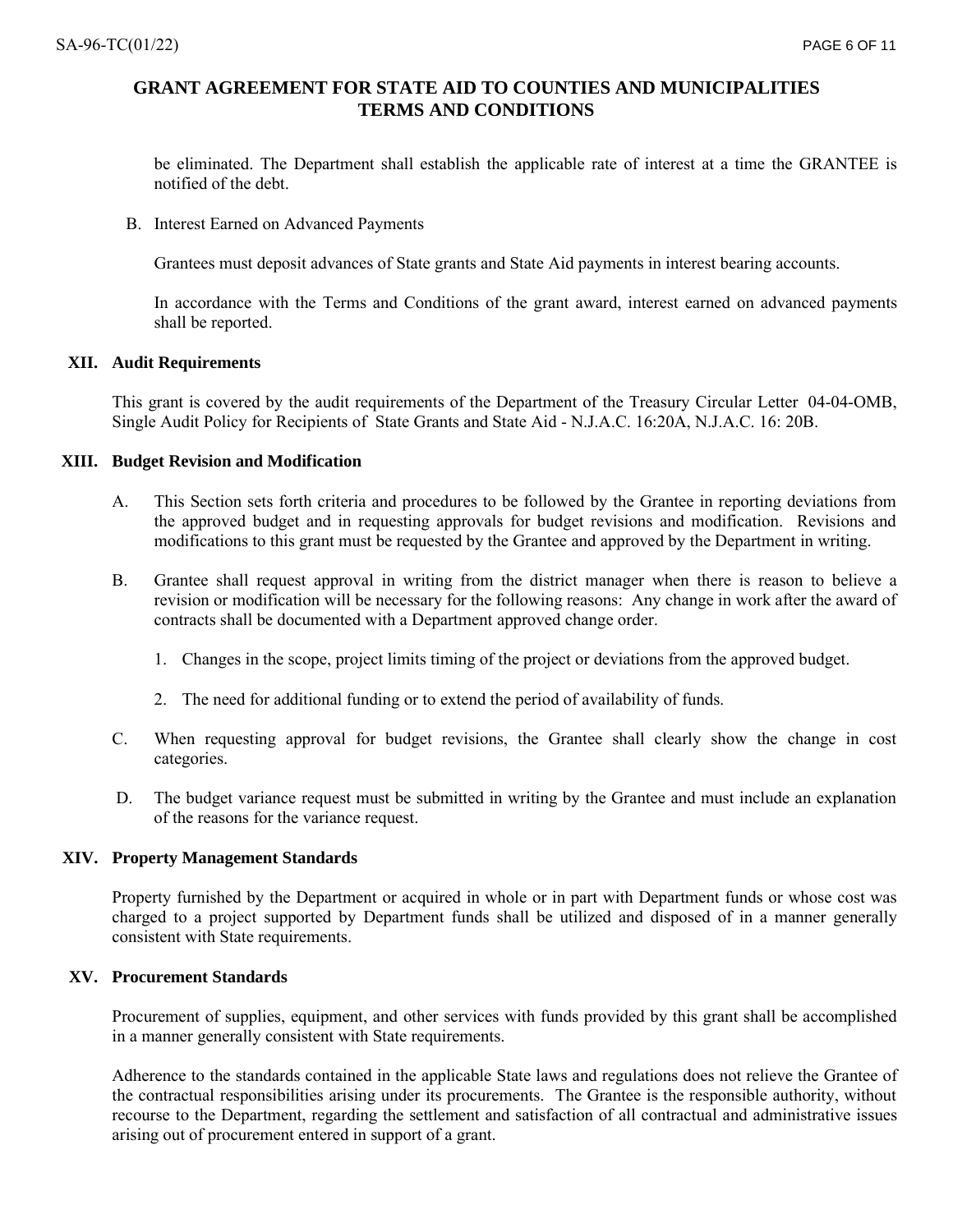# GRANT AGREEMENT FOR STATE AID TO COUNTIES AND MUNICIPALITIES TERMS AND CONDITIONS

be eliminated. The Department shall establish the applicable rate of interest at a time the GRANTEE is notified of the debt.

B. Interest Earned on Advanced Payments

Grantees must deposit advances of State grants and State Aid payments in interest bearing accounts.

In accordance with the Terms and Conditions of the grant award, interest earned on advanced payments shall be reported.

## XII. Audit Requirements

This grant is covered by the audit requirements of the Department of the Treasury Circular Letter 04-04-OMB, Single Audit Policy for Recipients of State Grants and State Aid - N.J.A.C. 16:20A, N.J.A.C. 16: 20B.

## XIII. Budget Revision and Modification

A. This Section sets forth criteria and procedures to be followed by the Grantee in reporting deviations from the approved budget and in requesting approvals for budget revisions and modification. Revisions and modifications to this grant must be requested by the Grantee and approved by the Department in writing.

B. Grantee shall request approval in writing from the district manager when there is reason to believe a revision or modification will be necessary for the following reasons: Any change in work after the award of contracts shall be documented with a Department approved change order.

1. Changes in the scope, project limits timing of the project or deviations from the approved budget.
2. The need for additional funding or to extend the period of availability of funds.

C. When requesting approval for budget revisions, the Grantee shall clearly show the change in cost categories.

D. The budget variance request must be submitted in writing by the Grantee and must include an explanation of the reasons for the variance request.

## XIV. Property Management Standards

Property furnished by the Department or acquired in whole or in part with Department funds or whose cost was charged to a project supported by Department funds shall be utilized and disposed of in a manner generally consistent with State requirements.

## XV. Procurement Standards

Procurement of supplies, equipment, and other services with funds provided by this grant shall be accomplished in a manner generally consistent with State requirements.

Adherence to the standards contained in the applicable State laws and regulations does not relieve the Grantee of the contractual responsibilities arising under its procurements. The Grantee is the responsible authority, without recourse to the Department, regarding the settlement and satisfaction of all contractual and administrative issues arising out of procurement entered in support of a grant.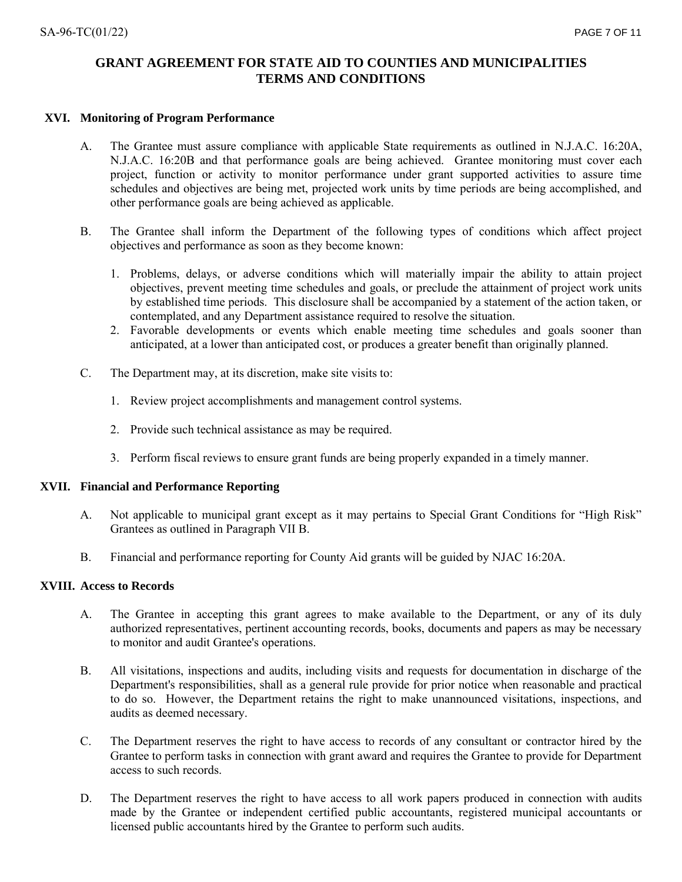## GRANT AGREEMENT FOR STATE AID TO COUNTIES AND MUNICIPALITIES TERMS AND CONDITIONS

### XVI. Monitoring of Program Performance

A. The Grantee must assure compliance with applicable State requirements as outlined in N.J.A.C. 16:20A, N.J.A.C. 16:20B and that performance goals are being achieved. Grantee monitoring must cover each project, function or activity to monitor performance under grant supported activities to assure time schedules and objectives are being met, projected work units by time periods are being accomplished, and other performance goals are being achieved as applicable.

B. The Grantee shall inform the Department of the following types of conditions which affect project objectives and performance as soon as they become known:

1. Problems, delays, or adverse conditions which will materially impair the ability to attain project objectives, prevent meeting time schedules and goals, or preclude the attainment of project work units by established time periods. This disclosure shall be accompanied by a statement of the action taken, or contemplated, and any Department assistance required to resolve the situation.
2. Favorable developments or events which enable meeting time schedules and goals sooner than anticipated, at a lower than anticipated cost, or produces a greater benefit than originally planned.

C. The Department may, at its discretion, make site visits to:

1. Review project accomplishments and management control systems.
2. Provide such technical assistance as may be required.
3. Perform fiscal reviews to ensure grant funds are being properly expanded in a timely manner.

### XVII. Financial and Performance Reporting

A. Not applicable to municipal grant except as it may pertains to Special Grant Conditions for "High Risk" Grantees as outlined in Paragraph VII B.

B. Financial and performance reporting for County Aid grants will be guided by NJAC 16:20A.

### XVIII. Access to Records

A. The Grantee in accepting this grant agrees to make available to the Department, or any of its duly authorized representatives, pertinent accounting records, books, documents and papers as may be necessary to monitor and audit Grantee's operations.

B. All visitations, inspections and audits, including visits and requests for documentation in discharge of the Department's responsibilities, shall as a general rule provide for prior notice when reasonable and practical to do so. However, the Department retains the right to make unannounced visitations, inspections, and audits as deemed necessary.

C. The Department reserves the right to have access to records of any consultant or contractor hired by the Grantee to perform tasks in connection with grant award and requires the Grantee to provide for Department access to such records.

D. The Department reserves the right to have access to all work papers produced in connection with audits made by the Grantee or independent certified public accountants, registered municipal accountants or licensed public accountants hired by the Grantee to perform such audits.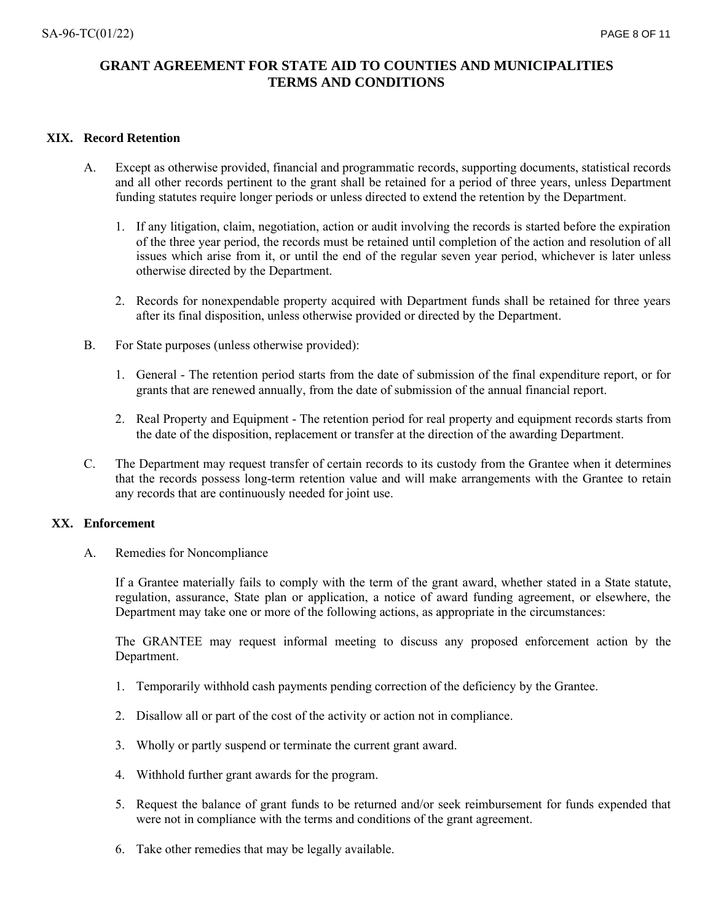# GRANT AGREEMENT FOR STATE AID TO COUNTIES AND MUNICIPALITIES TERMS AND CONDITIONS

## XIX. Record Retention

A. Except as otherwise provided, financial and programmatic records, supporting documents, statistical records and all other records pertinent to the grant shall be retained for a period of three years, unless Department funding statutes require longer periods or unless directed to extend the retention by the Department.

1. If any litigation, claim, negotiation, action or audit involving the records is started before the expiration of the three year period, the records must be retained until completion of the action and resolution of all issues which arise from it, or until the end of the regular seven year period, whichever is later unless otherwise directed by the Department.

2. Records for nonexpendable property acquired with Department funds shall be retained for three years after its final disposition, unless otherwise provided or directed by the Department.

B. For State purposes (unless otherwise provided):

1. General - The retention period starts from the date of submission of the final expenditure report, or for grants that are renewed annually, from the date of submission of the annual financial report.

2. Real Property and Equipment - The retention period for real property and equipment records starts from the date of the disposition, replacement or transfer at the direction of the awarding Department.

C. The Department may request transfer of certain records to its custody from the Grantee when it determines that the records possess long-term retention value and will make arrangements with the Grantee to retain any records that are continuously needed for joint use.

## XX. Enforcement

A. Remedies for Noncompliance

If a Grantee materially fails to comply with the term of the grant award, whether stated in a State statute, regulation, assurance, State plan or application, a notice of award funding agreement, or elsewhere, the Department may take one or more of the following actions, as appropriate in the circumstances:

The GRANTEE may request informal meeting to discuss any proposed enforcement action by the Department.

1. Temporarily withhold cash payments pending correction of the deficiency by the Grantee.

2. Disallow all or part of the cost of the activity or action not in compliance.

3. Wholly or partly suspend or terminate the current grant award.

4. Withhold further grant awards for the program.

5. Request the balance of grant funds to be returned and/or seek reimbursement for funds expended that were not in compliance with the terms and conditions of the grant agreement.

6. Take other remedies that may be legally available.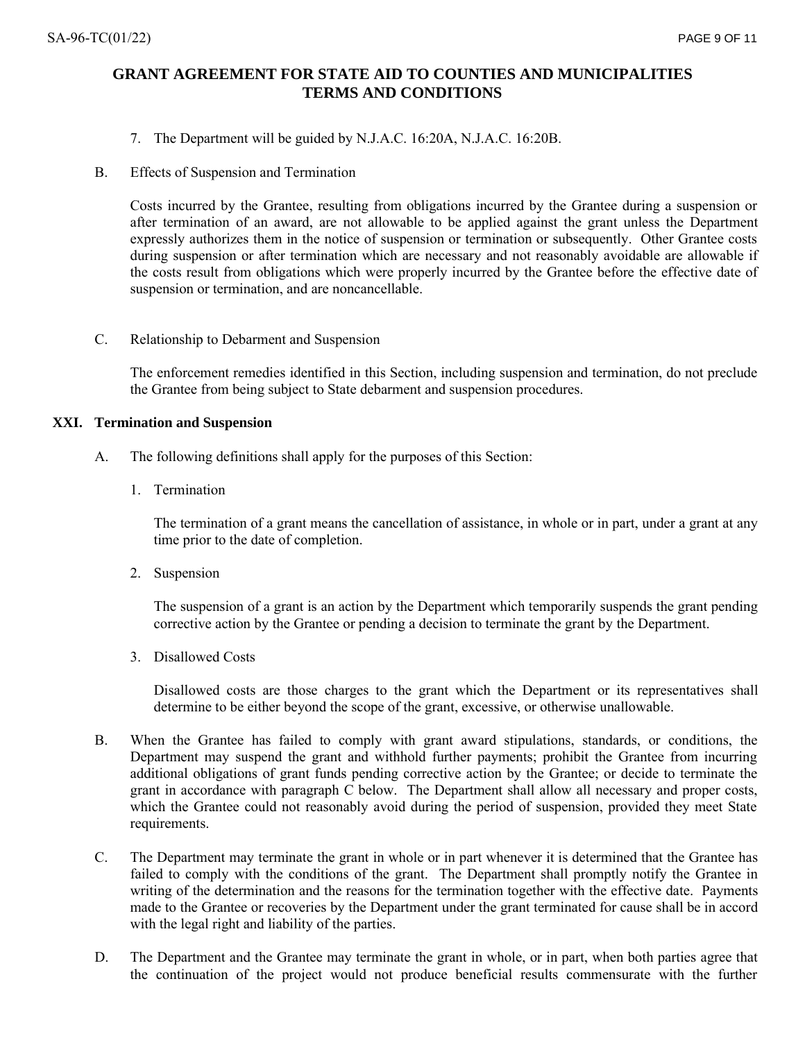## GRANT AGREEMENT FOR STATE AID TO COUNTIES AND MUNICIPALITIES TERMS AND CONDITIONS

7. The Department will be guided by N.J.A.C. 16:20A, N.J.A.C. 16:20B.

B. Effects of Suspension and Termination

Costs incurred by the Grantee, resulting from obligations incurred by the Grantee during a suspension or after termination of an award, are not allowable to be applied against the grant unless the Department expressly authorizes them in the notice of suspension or termination or subsequently. Other Grantee costs during suspension or after termination which are necessary and not reasonably avoidable are allowable if the costs result from obligations which were properly incurred by the Grantee before the effective date of suspension or termination, and are noncancellable.

C. Relationship to Debarment and Suspension

The enforcement remedies identified in this Section, including suspension and termination, do not preclude the Grantee from being subject to State debarment and suspension procedures.

### XXI. Termination and Suspension

A. The following definitions shall apply for the purposes of this Section:

1. Termination

   The termination of a grant means the cancellation of assistance, in whole or in part, under a grant at any time prior to the date of completion.

2. Suspension

   The suspension of a grant is an action by the Department which temporarily suspends the grant pending corrective action by the Grantee or pending a decision to terminate the grant by the Department.

3. Disallowed Costs

   Disallowed costs are those charges to the grant which the Department or its representatives shall determine to be either beyond the scope of the grant, excessive, or otherwise unallowable.

B. When the Grantee has failed to comply with grant award stipulations, standards, or conditions, the Department may suspend the grant and withhold further payments; prohibit the Grantee from incurring additional obligations of grant funds pending corrective action by the Grantee; or decide to terminate the grant in accordance with paragraph C below. The Department shall allow all necessary and proper costs, which the Grantee could not reasonably avoid during the period of suspension, provided they meet State requirements.

C. The Department may terminate the grant in whole or in part whenever it is determined that the Grantee has failed to comply with the conditions of the grant. The Department shall promptly notify the Grantee in writing of the determination and the reasons for the termination together with the effective date. Payments made to the Grantee or recoveries by the Department under the grant terminated for cause shall be in accord with the legal right and liability of the parties.

D. The Department and the Grantee may terminate the grant in whole, or in part, when both parties agree that the continuation of the project would not produce beneficial results commensurate with the further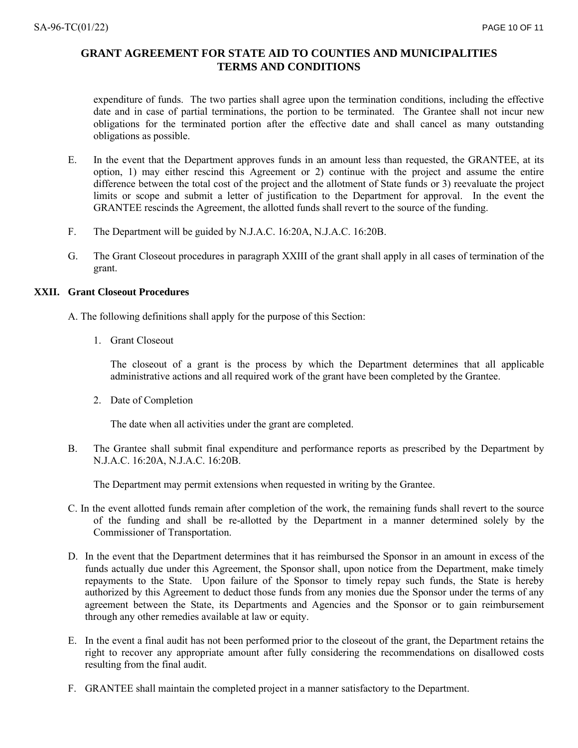## GRANT AGREEMENT FOR STATE AID TO COUNTIES AND MUNICIPALITIES TERMS AND CONDITIONS

expenditure of funds. The two parties shall agree upon the termination conditions, including the effective date and in case of partial terminations, the portion to be terminated. The Grantee shall not incur new obligations for the terminated portion after the effective date and shall cancel as many outstanding obligations as possible.

E. In the event that the Department approves funds in an amount less than requested, the GRANTEE, at its option, 1) may either rescind this Agreement or 2) continue with the project and assume the entire difference between the total cost of the project and the allotment of State funds or 3) reevaluate the project limits or scope and submit a letter of justification to the Department for approval. In the event the GRANTEE rescinds the Agreement, the allotted funds shall revert to the source of the funding.

F. The Department will be guided by N.J.A.C. 16:20A, N.J.A.C. 16:20B.

G. The Grant Closeout procedures in paragraph XXIII of the grant shall apply in all cases of termination of the grant.

### XXII. Grant Closeout Procedures

A. The following definitions shall apply for the purpose of this Section:

1. Grant Closeout

   The closeout of a grant is the process by which the Department determines that all applicable administrative actions and all required work of the grant have been completed by the Grantee.

2. Date of Completion

   The date when all activities under the grant are completed.

B. The Grantee shall submit final expenditure and performance reports as prescribed by the Department by N.J.A.C. 16:20A, N.J.A.C. 16:20B.

   The Department may permit extensions when requested in writing by the Grantee.

C. In the event allotted funds remain after completion of the work, the remaining funds shall revert to the source of the funding and shall be re-allotted by the Department in a manner determined solely by the Commissioner of Transportation.

D. In the event that the Department determines that it has reimbursed the Sponsor in an amount in excess of the funds actually due under this Agreement, the Sponsor shall, upon notice from the Department, make timely repayments to the State. Upon failure of the Sponsor to timely repay such funds, the State is hereby authorized by this Agreement to deduct those funds from any monies due the Sponsor under the terms of any agreement between the State, its Departments and Agencies and the Sponsor or to gain reimbursement through any other remedies available at law or equity.

E. In the event a final audit has not been performed prior to the closeout of the grant, the Department retains the right to recover any appropriate amount after fully considering the recommendations on disallowed costs resulting from the final audit.

F. GRANTEE shall maintain the completed project in a manner satisfactory to the Department.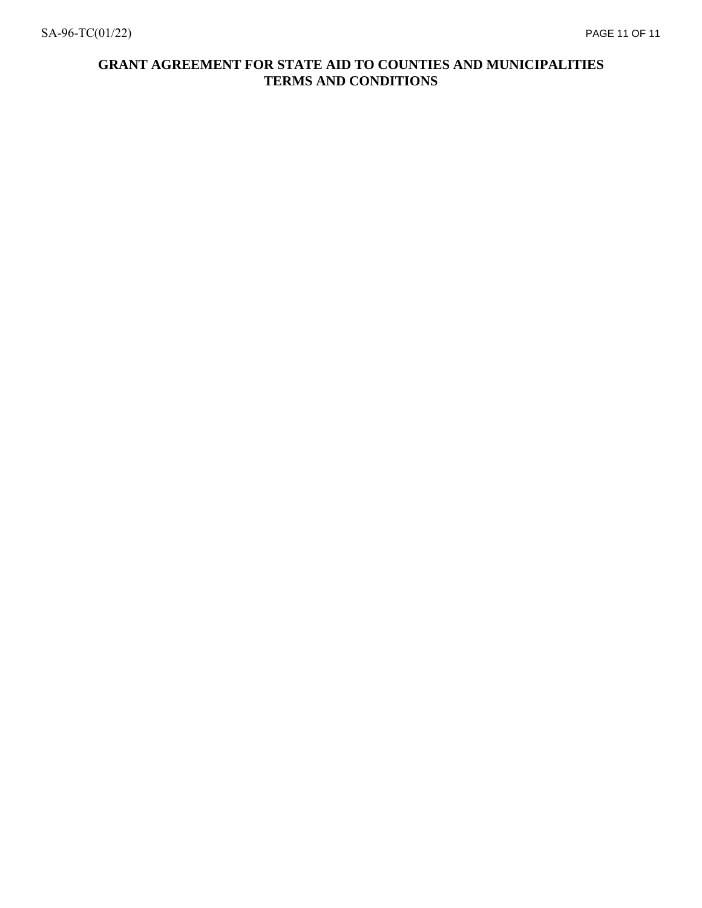# GRANT AGREEMENT FOR STATE AID TO COUNTIES AND MUNICIPALITIES
# TERMS AND CONDITIONS